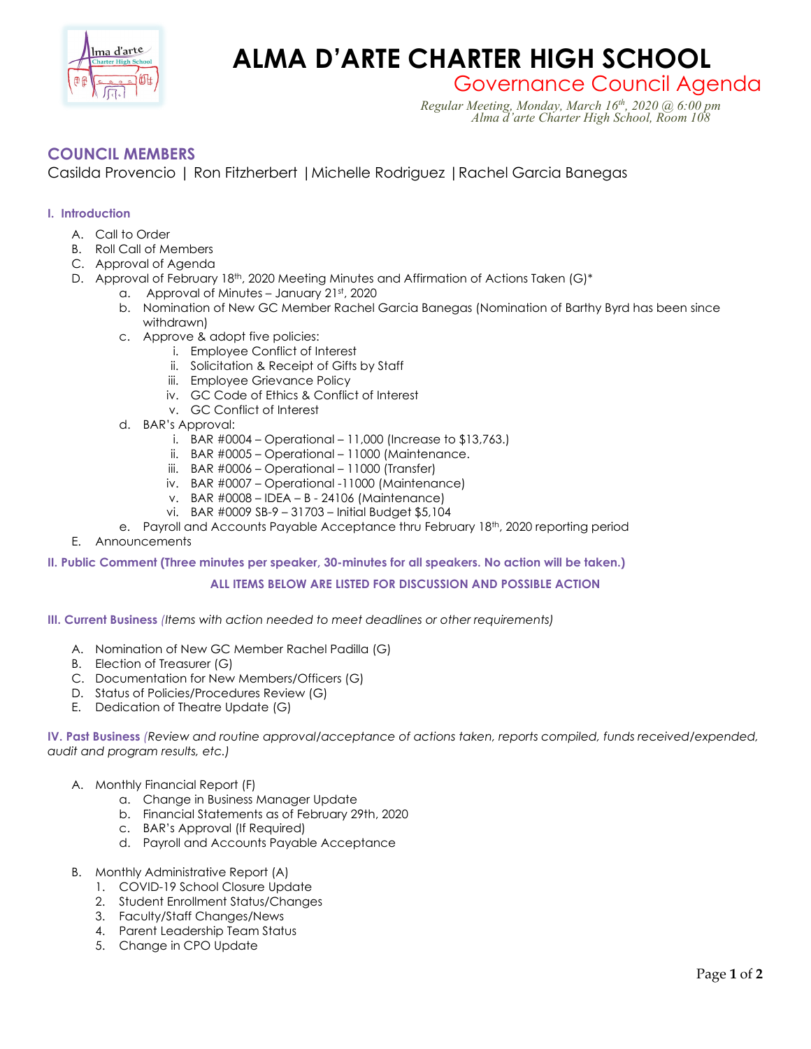# ALMA D'ARTE CHARTER HIGH SCHOOL

## Governance Council Agenda

*Regular Meeting, Monday, March 16th, 2020 @ 6:00 pm*
*Alma d'arte Charter High School, Room 108*

## COUNCIL MEMBERS

Casilda Provencio | Ron Fitzherbert | Michelle Rodriguez | Rachel Garcia Banegas

### I. Introduction

A. Call to Order
B. Roll Call of Members
C. Approval of Agenda
D. Approval of February 18th, 2020 Meeting Minutes and Affirmation of Actions Taken (G)*
  a. Approval of Minutes – January 21st, 2020
  b. Nomination of New GC Member Rachel Garcia Banegas (Nomination of Barthy Byrd has been since withdrawn)
  c. Approve & adopt five policies:
    i. Employee Conflict of Interest
    ii. Solicitation & Receipt of Gifts by Staff
    iii. Employee Grievance Policy
    iv. GC Code of Ethics & Conflict of Interest
    v. GC Conflict of Interest
  d. BAR's Approval:
    i. BAR #0004 – Operational – 11,000 (Increase to $13,763.)
    ii. BAR #0005 – Operational – 11000 (Maintenance.
    iii. BAR #0006 – Operational – 11000 (Transfer)
    iv. BAR #0007 – Operational -11000 (Maintenance)
    v. BAR #0008 – IDEA – B - 24106 (Maintenance)
    vi. BAR #0009 SB-9 – 31703 – Initial Budget $5,104
  e. Payroll and Accounts Payable Acceptance thru February 18th, 2020 reporting period
E. Announcements

### II. Public Comment (Three minutes per speaker, 30-minutes for all speakers. No action will be taken.)

**ALL ITEMS BELOW ARE LISTED FOR DISCUSSION AND POSSIBLE ACTION**

### III. Current Business *(Items with action needed to meet deadlines or other requirements)*

A. Nomination of New GC Member Rachel Padilla (G)
B. Election of Treasurer (G)
C. Documentation for New Members/Officers (G)
D. Status of Policies/Procedures Review (G)
E. Dedication of Theatre Update (G)

### IV. Past Business *(Review and routine approval/acceptance of actions taken, reports compiled, funds received/expended, audit and program results, etc.)*

A. Monthly Financial Report (F)
  a. Change in Business Manager Update
  b. Financial Statements as of February 29th, 2020
  c. BAR's Approval (If Required)
  d. Payroll and Accounts Payable Acceptance

B. Monthly Administrative Report (A)
  1. COVID-19 School Closure Update
  2. Student Enrollment Status/Changes
  3. Faculty/Staff Changes/News
  4. Parent Leadership Team Status
  5. Change in CPO Update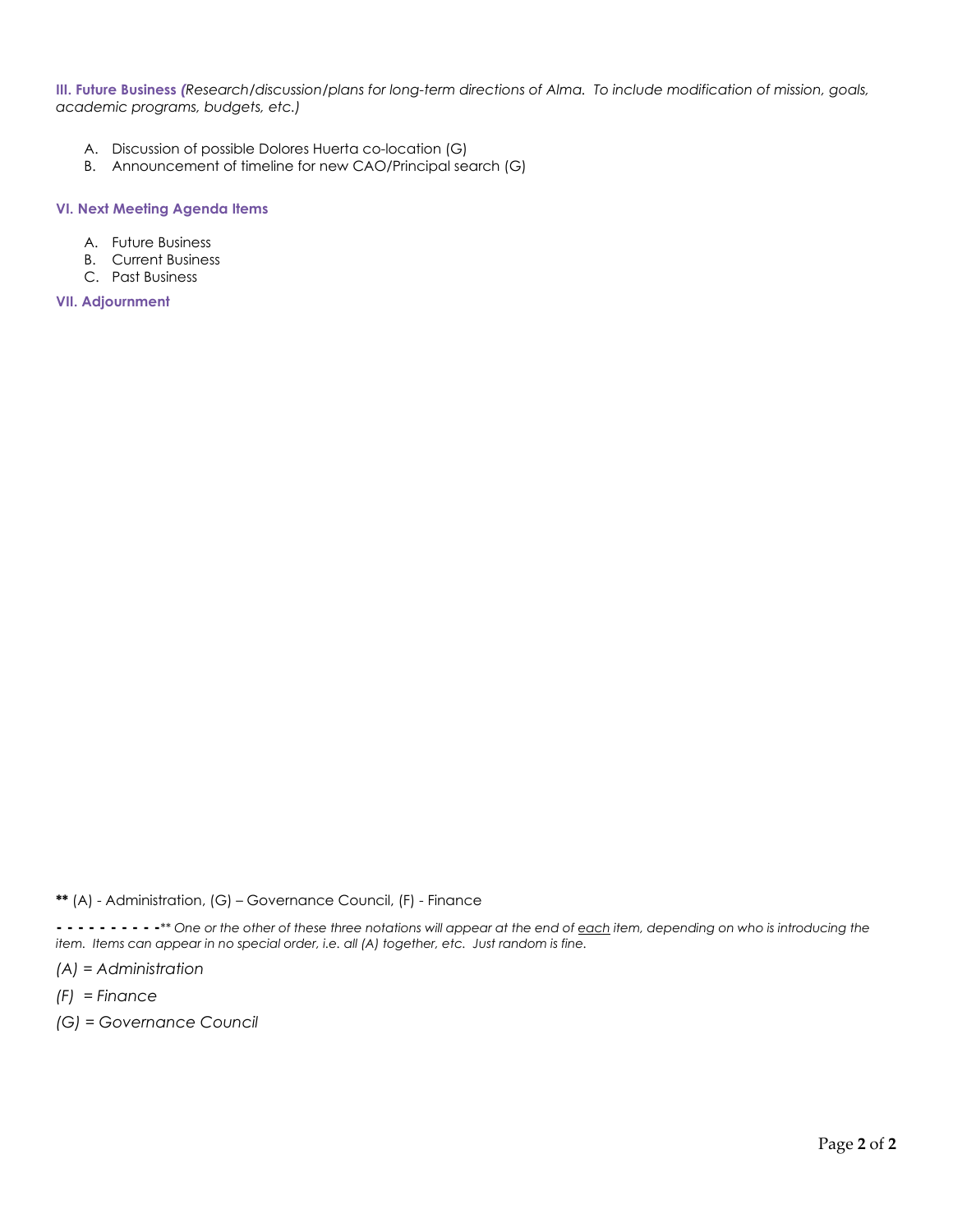**III. Future Business** *(Research/discussion/plans for long-term directions of Alma. To include modification of mission, goals, academic programs, budgets, etc.)*

A. Discussion of possible Dolores Huerta co-location (G)
B. Announcement of timeline for new CAO/Principal search (G)

**VI. Next Meeting Agenda Items**

A. Future Business
B. Current Business
C. Past Business

**VII. Adjournment**

**\*\*** (A) - Administration, (G) – Governance Council, (F) - Finance

**- - - - - - - - - -** *\*\* One or the other of these three notations will appear at the end of each item, depending on who is introducing the item. Items can appear in no special order, i.e. all (A) together, etc. Just random is fine.*

*(A) = Administration*

*(F) = Finance*

*(G) = Governance Council*